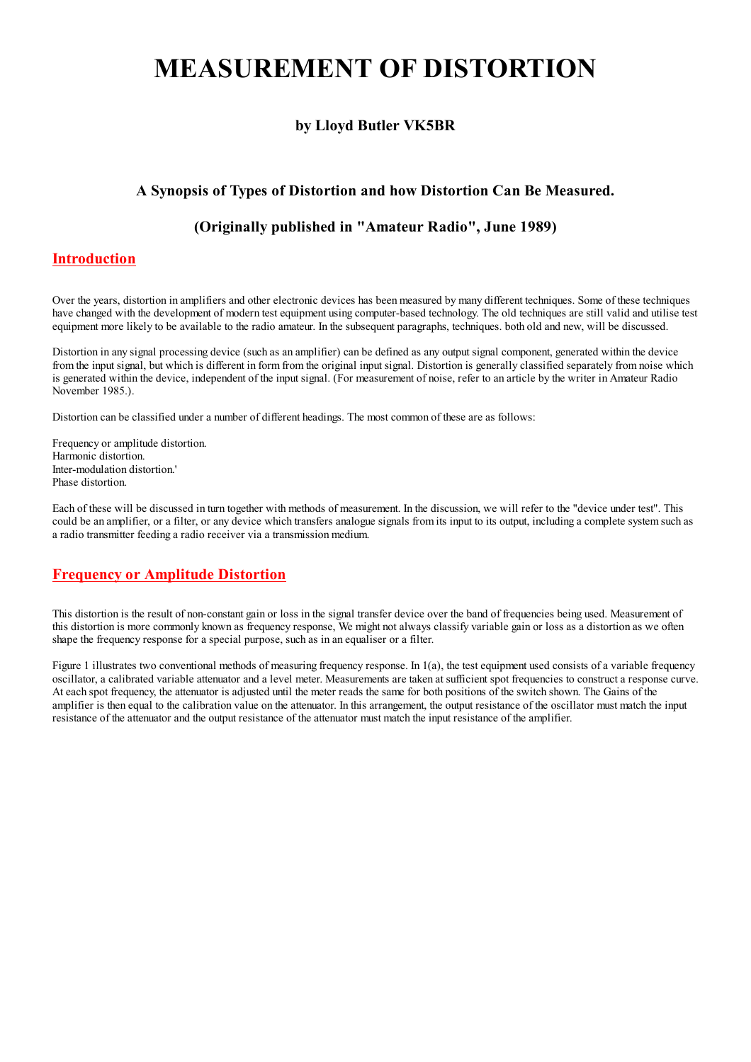# MEASUREMENT OF DISTORTION

### by Lloyd Butler VK5BR

### A Synopsis of Types of Distortion and how Distortion Can Be Measured.

### (Originally published in "Amateur Radio", June 1989)

## Introduction

Over the years, distortion in amplifiers and other electronic devices has been measured by many different techniques. Some of these techniques have changed with the development of modern test equipment using computer-based technology. The old techniques are still valid and utilise test equipment more likely to be available to the radio amateur. In the subsequent paragraphs, techniques. both old and new, will be discussed.

Distortion in any signal processing device (such as an amplifier) can be defined as any output signal component, generated within the device from the input signal, but which is different in form from the original input signal. Distortion is generally classified separately from noise which is generated within the device, independent of the input signal. (For measurement of noise, refer to an article by the writer in Amateur Radio November 1985.).

Distortion can be classified under a number of different headings. The most common of these are as follows:

Frequency or amplitude distortion.
Harmonic distortion.
Inter-modulation distortion.'
Phase distortion.

Each of these will be discussed in turn together with methods of measurement. In the discussion, we will refer to the "device under test". This could be an amplifier, or a filter, or any device which transfers analogue signals from its input to its output, including a complete system such as a radio transmitter feeding a radio receiver via a transmission medium.

## Frequency or Amplitude Distortion

This distortion is the result of non-constant gain or loss in the signal transfer device over the band of frequencies being used. Measurement of this distortion is more commonly known as frequency response, We might not always classify variable gain or loss as a distortion as we often shape the frequency response for a special purpose, such as in an equaliser or a filter.

Figure 1 illustrates two conventional methods of measuring frequency response. In 1(a), the test equipment used consists of a variable frequency oscillator, a calibrated variable attenuator and a level meter. Measurements are taken at sufficient spot frequencies to construct a response curve. At each spot frequency, the attenuator is adjusted until the meter reads the same for both positions of the switch shown. The Gains of the amplifier is then equal to the calibration value on the attenuator. In this arrangement, the output resistance of the oscillator must match the input resistance of the attenuator and the output resistance of the attenuator must match the input resistance of the amplifier.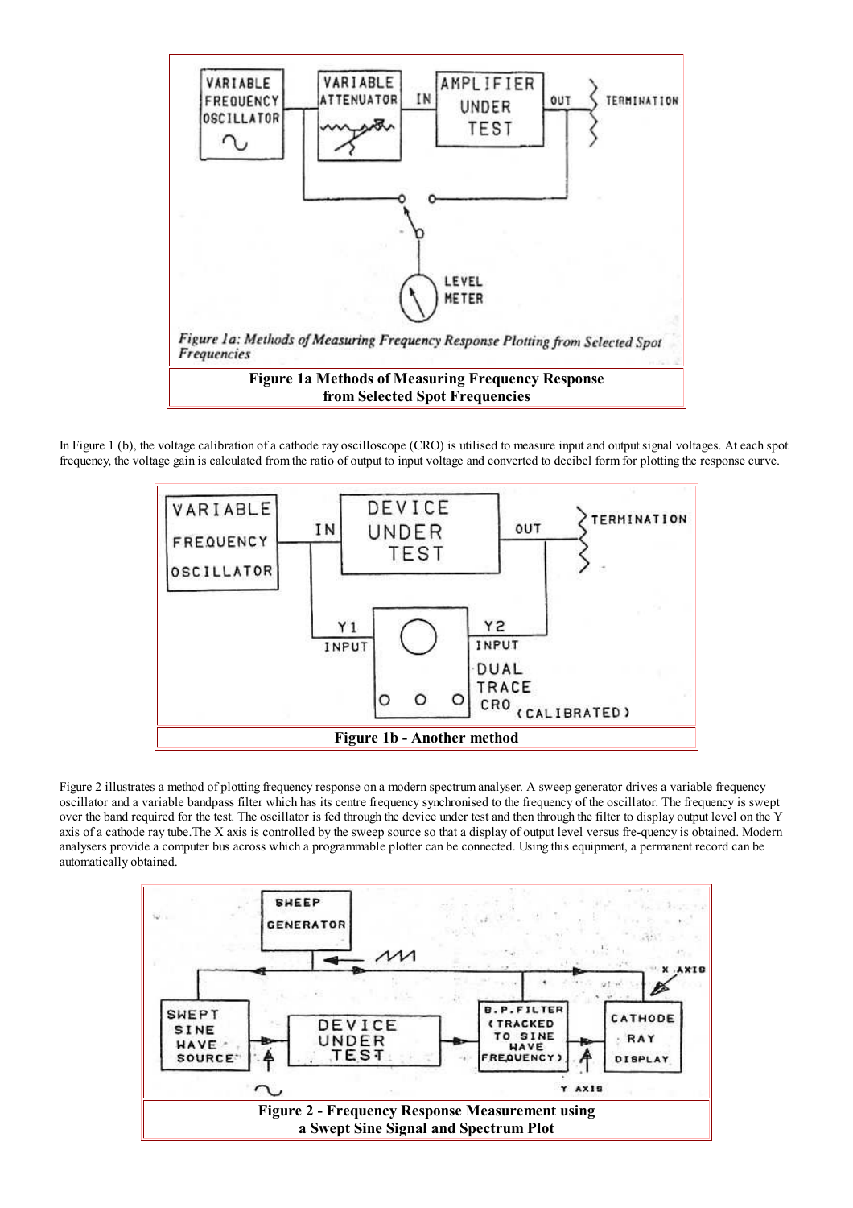*Figure 1a: Methods of Measuring Frequency Response Plotting from Selected Spot Frequencies*

**Figure 1a Methods of Measuring Frequency Response from Selected Spot Frequencies**

In Figure 1 (b), the voltage calibration of a cathode ray oscilloscope (CRO) is utilised to measure input and output signal voltages. At each spot frequency, the voltage gain is calculated from the ratio of output to input voltage and converted to decibel form for plotting the response curve.

**Figure 1b - Another method**

Figure 2 illustrates a method of plotting frequency response on a modern spectrum analyser. A sweep generator drives a variable frequency oscillator and a variable bandpass filter which has its centre frequency synchronised to the frequency of the oscillator. The frequency is swept over the band required for the test. The oscillator is fed through the device under test and then through the filter to display output level on the Y axis of a cathode ray tube.The X axis is controlled by the sweep source so that a display of output level versus fre-quency is obtained. Modern analysers provide a computer bus across which a programmable plotter can be connected. Using this equipment, a permanent record can be automatically obtained.

**Figure 2 - Frequency Response Measurement using a Swept Sine Signal and Spectrum Plot**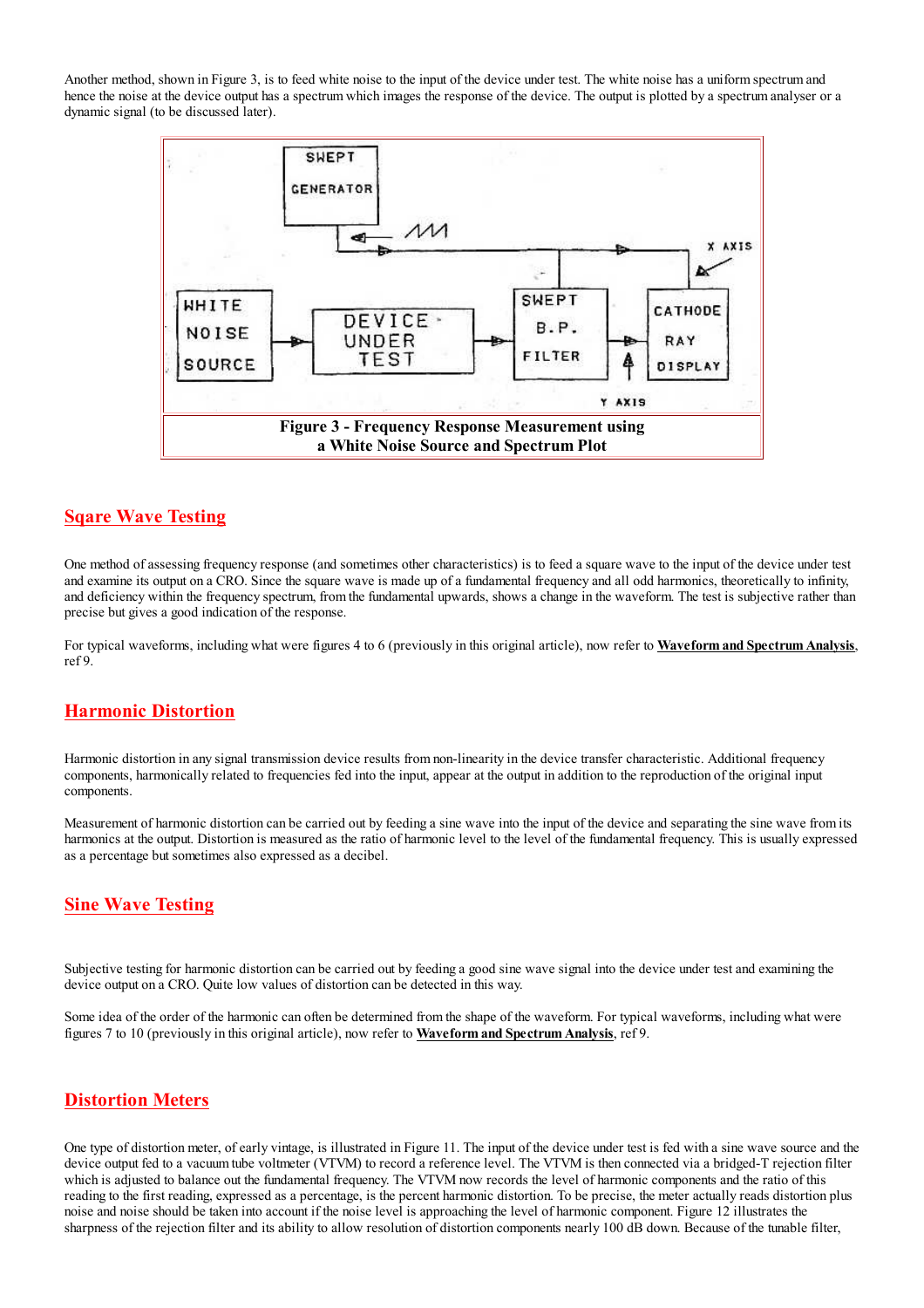Another method, shown in Figure 3, is to feed white noise to the input of the device under test. The white noise has a uniform spectrum and hence the noise at the device output has a spectrum which images the response of the device. The output is plotted by a spectrum analyser or a dynamic signal (to be discussed later).

SWEPT GENERATOR

X AXIS

WHITE NOISE SOURCE

DEVICE UNDER TEST

SWEPT B.P. FILTER

CATHODE RAY DISPLAY

Y AXIS

**Figure 3 - Frequency Response Measurement using a White Noise Source and Spectrum Plot**

## Sqare Wave Testing

One method of assessing frequency response (and sometimes other characteristics) is to feed a square wave to the input of the device under test and examine its output on a CRO. Since the square wave is made up of a fundamental frequency and all odd harmonics, theoretically to infinity, and deficiency within the frequency spectrum, from the fundamental upwards, shows a change in the waveform. The test is subjective rather than precise but gives a good indication of the response.

For typical waveforms, including what were figures 4 to 6 (previously in this original article), now refer to **Waveform and Spectrum Analysis**, ref 9.

## Harmonic Distortion

Harmonic distortion in any signal transmission device results from non-linearity in the device transfer characteristic. Additional frequency components, harmonically related to frequencies fed into the input, appear at the output in addition to the reproduction of the original input components.

Measurement of harmonic distortion can be carried out by feeding a sine wave into the input of the device and separating the sine wave from its harmonics at the output. Distortion is measured as the ratio of harmonic level to the level of the fundamental frequency. This is usually expressed as a percentage but sometimes also expressed as a decibel.

## Sine Wave Testing

Subjective testing for harmonic distortion can be carried out by feeding a good sine wave signal into the device under test and examining the device output on a CRO. Quite low values of distortion can be detected in this way.

Some idea of the order of the harmonic can often be determined from the shape of the waveform. For typical waveforms, including what were figures 7 to 10 (previously in this original article), now refer to **Waveform and Spectrum Analysis**, ref 9.

## Distortion Meters

One type of distortion meter, of early vintage, is illustrated in Figure 11. The input of the device under test is fed with a sine wave source and the device output fed to a vacuum tube voltmeter (VTVM) to record a reference level. The VTVM is then connected via a bridged-T rejection filter which is adjusted to balance out the fundamental frequency. The VTVM now records the level of harmonic components and the ratio of this reading to the first reading, expressed as a percentage, is the percent harmonic distortion. To be precise, the meter actually reads distortion plus noise and noise should be taken into account if the noise level is approaching the level of harmonic component. Figure 12 illustrates the sharpness of the rejection filter and its ability to allow resolution of distortion components nearly 100 dB down. Because of the tunable filter,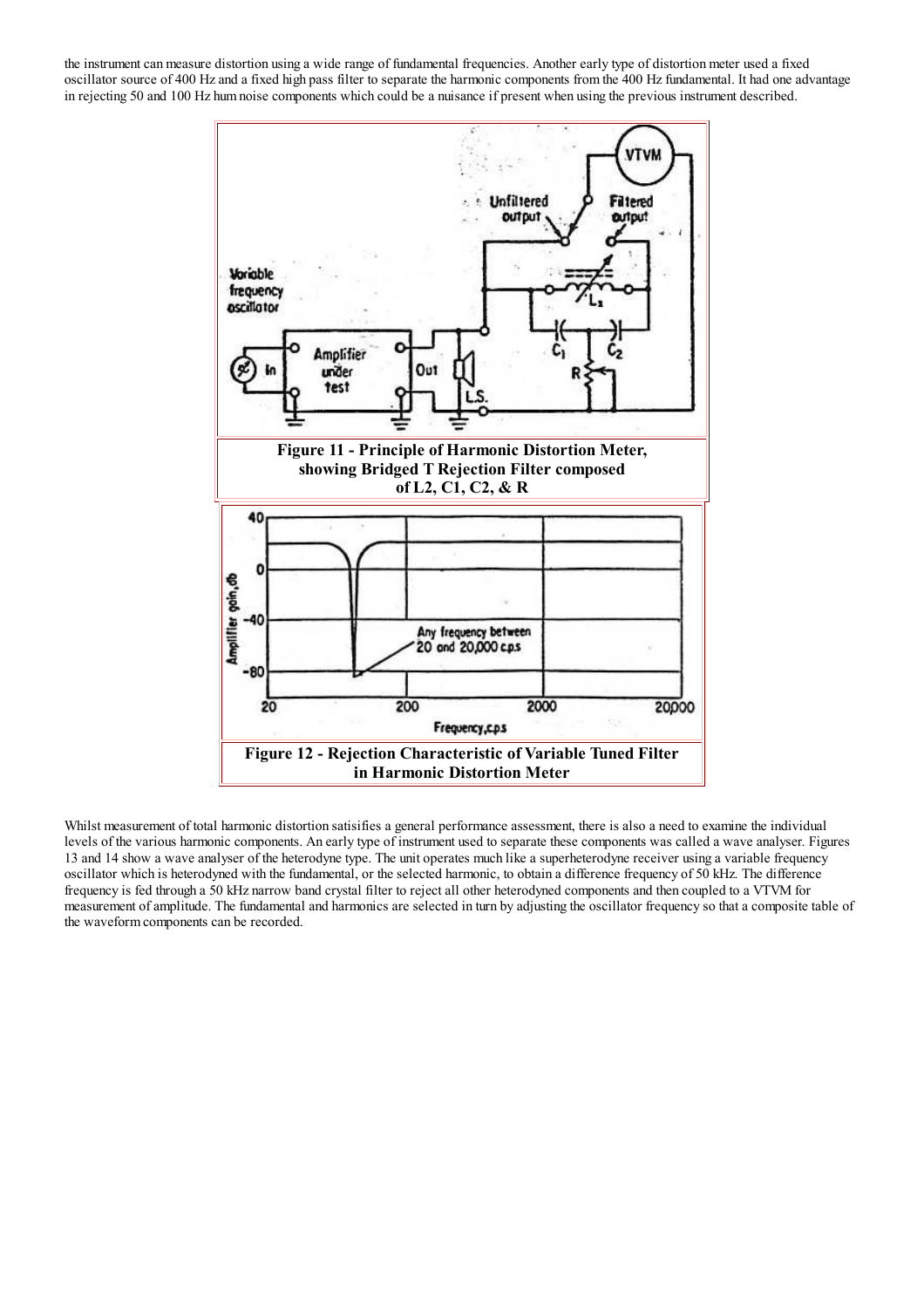the instrument can measure distortion using a wide range of fundamental frequencies. Another early type of distortion meter used a fixed oscillator source of 400 Hz and a fixed high pass filter to separate the harmonic components from the 400 Hz fundamental. It had one advantage in rejecting 50 and 100 Hz hum noise components which could be a nuisance if present when using the previous instrument described.

**Figure 11 - Principle of Harmonic Distortion Meter, showing Bridged T Rejection Filter composed of L2, C1, C2, & R**

**Figure 12 - Rejection Characteristic of Variable Tuned Filter in Harmonic Distortion Meter**

Whilst measurement of total harmonic distortion satisifies a general performance assessment, there is also a need to examine the individual levels of the various harmonic components. An early type of instrument used to separate these components was called a wave analyser. Figures 13 and 14 show a wave analyser of the heterodyne type. The unit operates much like a superheterodyne receiver using a variable frequency oscillator which is heterodyned with the fundamental, or the selected harmonic, to obtain a difference frequency of 50 kHz. The difference frequency is fed through a 50 kHz narrow band crystal filter to reject all other heterodyned components and then coupled to a VTVM for measurement of amplitude. The fundamental and harmonics are selected in turn by adjusting the oscillator frequency so that a composite table of the waveform components can be recorded.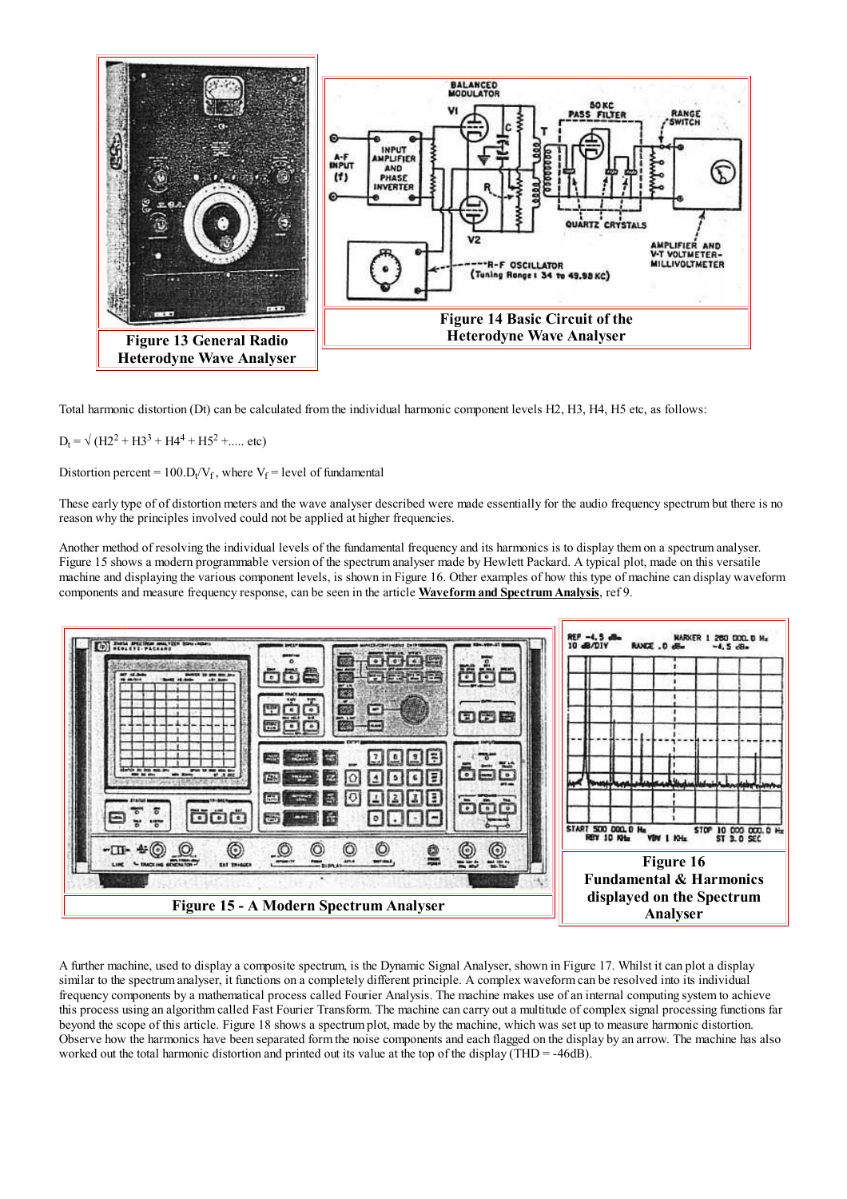Figure 13 General Radio Heterodyne Wave Analyser

Figure 14 Basic Circuit of the Heterodyne Wave Analyser

Total harmonic distortion (Dt) can be calculated from the individual harmonic component levels H2, H3, H4, H5 etc, as follows:

$D_t = \sqrt{(H2^2 + H3^3 + H4^4 + H5^2 + \ldots\ etc)}$

Distortion percent = $100.D_t/V_f$, where $V_f$ = level of fundamental

These early type of of distortion meters and the wave analyser described were made essentially for the audio frequency spectrum but there is no reason why the principles involved could not be applied at higher frequencies.

Another method of resolving the individual levels of the fundamental frequency and its harmonics is to display them on a spectrum analyser. Figure 15 shows a modern programmable version of the spectrum analyser made by Hewlett Packard. A typical plot, made on this versatile machine and displaying the various component levels, is shown in Figure 16. Other examples of how this type of machine can display waveform components and measure frequency response, can be seen in the article **Waveform and Spectrum Analysis**, ref 9.

Figure 15 - A Modern Spectrum Analyser

Figure 16 Fundamental & Harmonics displayed on the Spectrum Analyser

A further machine, used to display a composite spectrum, is the Dynamic Signal Analyser, shown in Figure 17. Whilst it can plot a display similar to the spectrum analyser, it functions on a completely different principle. A complex waveform can be resolved into its individual frequency components by a mathematical process called Fourier Analysis. The machine makes use of an internal computing system to achieve this process using an algorithm called Fast Fourier Transform. The machine can carry out a multitude of complex signal processing functions far beyond the scope of this article. Figure 18 shows a spectrum plot, made by the machine, which was set up to measure harmonic distortion. Observe how the harmonics have been separated form the noise components and each flagged on the display by an arrow. The machine has also worked out the total harmonic distortion and printed out its value at the top of the display (THD = -46dB).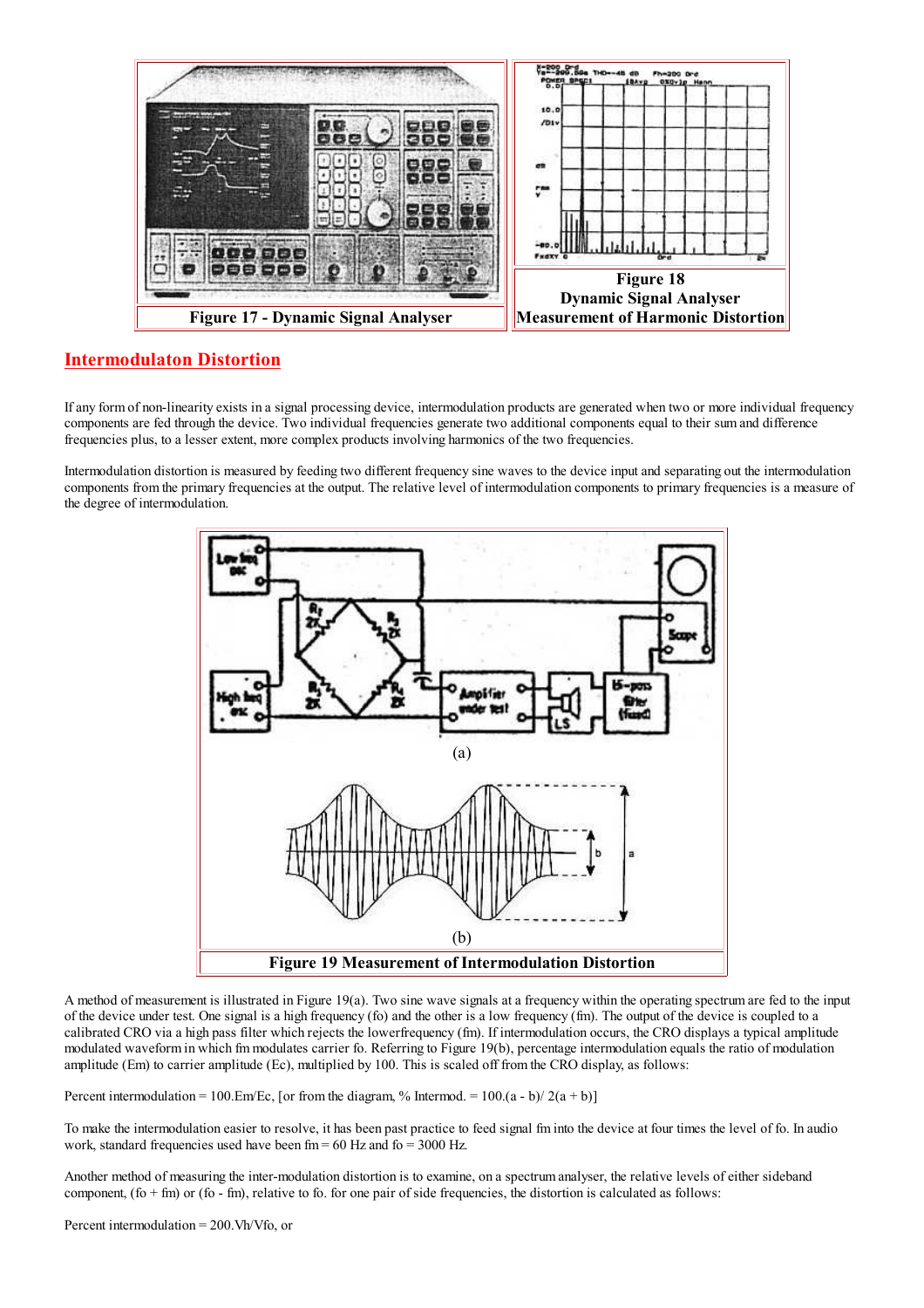Figure 17 - Dynamic Signal Analyser

Figure 18
Dynamic Signal Analyser
Measurement of Harmonic Distortion

## Intermodulaton Distortion

If any form of non-linearity exists in a signal processing device, intermodulation products are generated when two or more individual frequency components are fed through the device. Two individual frequencies generate two additional components equal to their sum and difference frequencies plus, to a lesser extent, more complex products involving harmonics of the two frequencies.

Intermodulation distortion is measured by feeding two different frequency sine waves to the device input and separating out the intermodulation components from the primary frequencies at the output. The relative level of intermodulation components to primary frequencies is a measure of the degree of intermodulation.

(a)

(b)

**Figure 19 Measurement of Intermodulation Distortion**

A method of measurement is illustrated in Figure 19(a). Two sine wave signals at a frequency within the operating spectrum are fed to the input of the device under test. One signal is a high frequency (fo) and the other is a low frequency (fm). The output of the device is coupled to a calibrated CRO via a high pass filter which rejects the lowerfrequency (fm). If intermodulation occurs, the CRO displays a typical amplitude modulated waveform in which fm modulates carrier fo. Referring to Figure 19(b), percentage intermodulation equals the ratio of modulation amplitude (Em) to carrier amplitude (Ec), multiplied by 100. This is scaled off from the CRO display, as follows:

Percent intermodulation = 100.Em/Ec, [or from the diagram, % Intermod. = 100.(a - b)/ 2(a + b)]

To make the intermodulation easier to resolve, it has been past practice to feed signal fm into the device at four times the level of fo. In audio work, standard frequencies used have been fm = 60 Hz and fo = 3000 Hz.

Another method of measuring the inter-modulation distortion is to examine, on a spectrum analyser, the relative levels of either sideband component, (fo + fm) or (fo - fm), relative to fo. for one pair of side frequencies, the distortion is calculated as follows:

Percent intermodulation = 200.Vh/Vfo, or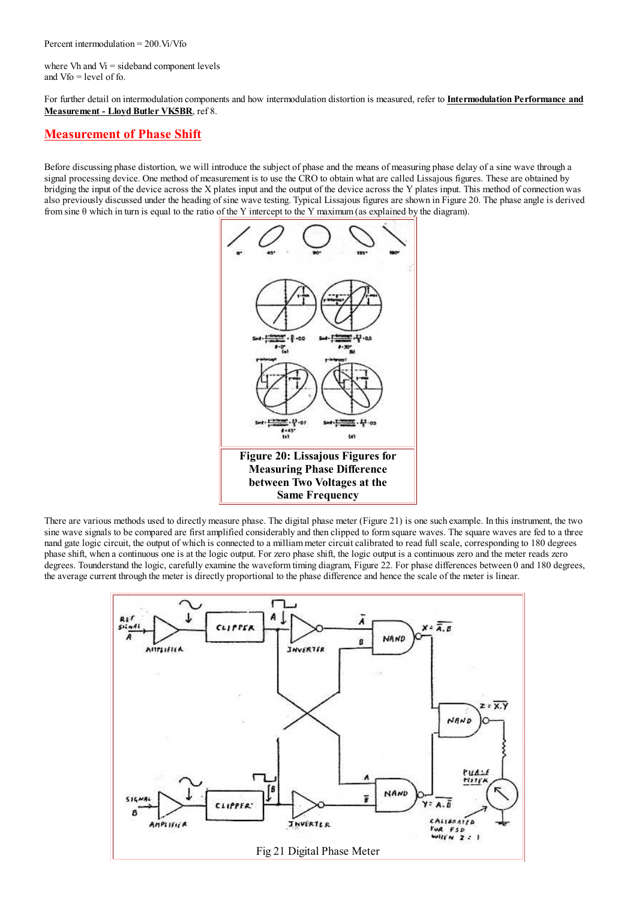Percent intermodulation = 200.Vi/Vfo

where Vh and Vi = sideband component levels
and Vfo = level of fo.

For further detail on intermodulation components and how intermodulation distortion is measured, refer to **Intermodulation Performance and Measurement - Lloyd Butler VK5BR**, ref 8.

## Measurement of Phase Shift

Before discussing phase distortion, we will introduce the subject of phase and the means of measuring phase delay of a sine wave through a signal processing device. One method of measurement is to use the CRO to obtain what are called Lissajous figures. These are obtained by bridging the input of the device across the X plates input and the output of the device across the Y plates input. This method of connection was also previously discussed under the heading of sine wave testing. Typical Lissajous figures are shown in Figure 20. The phase angle is derived from sine θ which in turn is equal to the ratio of the Y intercept to the Y maximum (as explained by the diagram).

**Figure 20: Lissajous Figures for Measuring Phase Difference between Two Voltages at the Same Frequency**

There are various methods used to directly measure phase. The digital phase meter (Figure 21) is one such example. In this instrument, the two sine wave signals to be compared are first amplified considerably and then clipped to form square waves. The square waves are fed to a three nand gate logic circuit, the output of which is connected to a milliam meter circuit calibrated to read full scale, corresponding to 180 degrees phase shift, when a continuous one is at the logic output. For zero phase shift, the logic output is a continuous zero and the meter reads zero degrees. Tounderstand the logic, carefully examine the waveform timing diagram, Figure 22. For phase differences between 0 and 180 degrees, the average current through the meter is directly proportional to the phase difference and hence the scale of the meter is linear.

Fig 21 Digital Phase Meter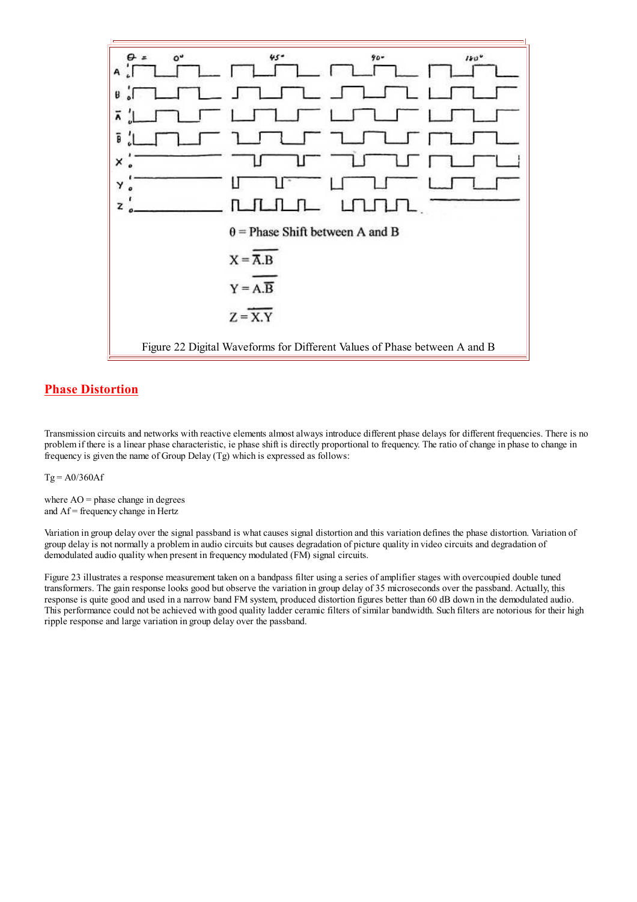$\theta$ = Phase Shift between A and B

$X = \overline{\bar{A}.B}$

$Y = \overline{A.\bar{B}}$

$Z = \overline{X.Y}$

Figure 22 Digital Waveforms for Different Values of Phase between A and B

## Phase Distortion

Transmission circuits and networks with reactive elements almost always introduce different phase delays for different frequencies. There is no problem if there is a linear phase characteristic, ie phase shift is directly proportional to frequency. The ratio of change in phase to change in frequency is given the name of Group Delay (Tg) which is expressed as follows:

Tg = A0/360Af

where AO = phase change in degrees
and Af = frequency change in Hertz

Variation in group delay over the signal passband is what causes signal distortion and this variation defines the phase distortion. Variation of group delay is not normally a problem in audio circuits but causes degradation of picture quality in video circuits and degradation of demodulated audio quality when present in frequency modulated (FM) signal circuits.

Figure 23 illustrates a response measurement taken on a bandpass filter using a series of amplifier stages with overcoupied double tuned transformers. The gain response looks good but observe the variation in group delay of 35 microseconds over the passband. Actually, this response is quite good and used in a narrow band FM system, produced distortion figures better than 60 dB down in the demodulated audio. This performance could not be achieved with good quality ladder ceramic filters of similar bandwidth. Such filters are notorious for their high ripple response and large variation in group delay over the passband.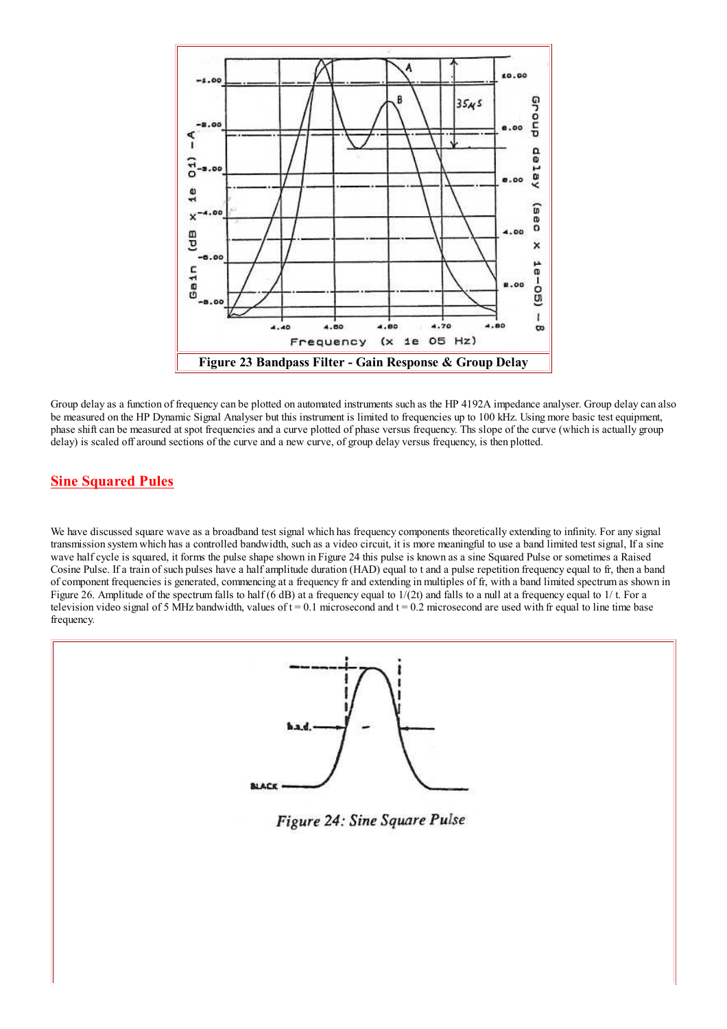**Figure 23 Bandpass Filter - Gain Response & Group Delay**

Group delay as a function of frequency can be plotted on automated instruments such as the HP 4192A impedance analyser. Group delay can also be measured on the HP Dynamic Signal Analyser but this instrument is limited to frequencies up to 100 kHz. Using more basic test equipment, phase shift can be measured at spot frequencies and a curve plotted of phase versus frequency. Ths slope of the curve (which is actually group delay) is scaled off around sections of the curve and a new curve, of group delay versus frequency, is then plotted.

## Sine Squared Pules

We have discussed square wave as a broadband test signal which has frequency components theoretically extending to infinity. For any signal transmission system which has a controlled bandwidth, such as a video circuit, it is more meaningful to use a band limited test signal, If a sine wave half cycle is squared, it forms the pulse shape shown in Figure 24 this pulse is known as a sine Squared Pulse or sometimes a Raised Cosine Pulse. If a train of such pulses have a half amplitude duration (HAD) equal to t and a pulse repetition frequency equal to fr, then a band of component frequencies is generated, commencing at a frequency fr and extending in multiples of fr, with a band limited spectrum as shown in Figure 26. Amplitude of the spectrum falls to half (6 dB) at a frequency equal to $1/(2t)$ and falls to a null at a frequency equal to $1/ t$. For a television video signal of 5 MHz bandwidth, values of $t = 0.1$ microsecond and $t = 0.2$ microsecond are used with fr equal to line time base frequency.

*Figure 24: Sine Square Pulse*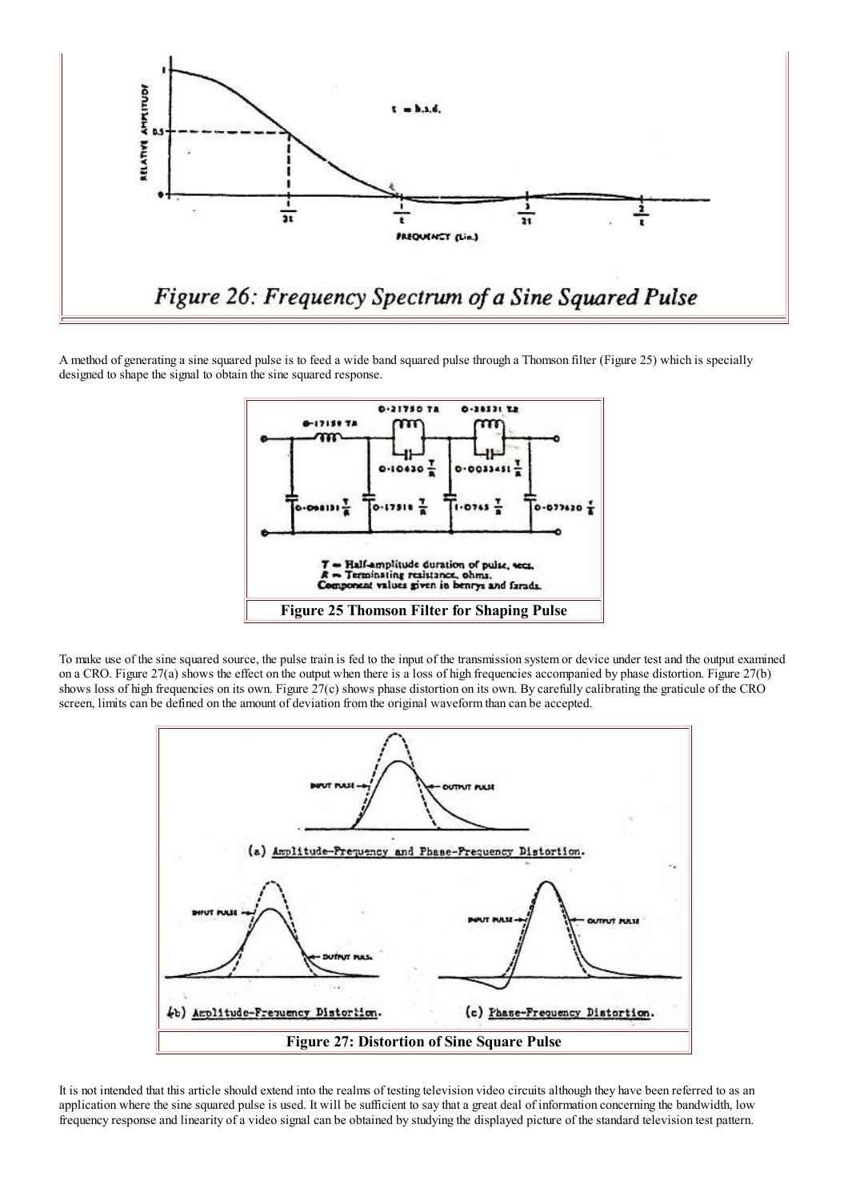*Figure 26: Frequency Spectrum of a Sine Squared Pulse*

A method of generating a sine squared pulse is to feed a wide band squared pulse through a Thomson filter (Figure 25) which is specially designed to shape the signal to obtain the sine squared response.

$T$ = Half-amplitude duration of pulse, secs.
$R$ = Terminating resistance, ohms.
Component values given in henrys and farads.

**Figure 25 Thomson Filter for Shaping Pulse**

To make use of the sine squared source, the pulse train is fed to the input of the transmission system or device under test and the output examined on a CRO. Figure 27(a) shows the effect on the output when there is a loss of high frequencies accompanied by phase distortion. Figure 27(b) shows loss of high frequencies on its own. Figure 27(c) shows phase distortion on its own. By carefully calibrating the graticule of the CRO screen, limits can be defined on the amount of deviation from the original waveform than can be accepted.

**Figure 27: Distortion of Sine Square Pulse**

It is not intended that this article should extend into the realms of testing television video circuits although they have been referred to as an application where the sine squared pulse is used. It will be sufficient to say that a great deal of information concerning the bandwidth, low frequency response and linearity of a video signal can be obtained by studying the displayed picture of the standard television test pattern.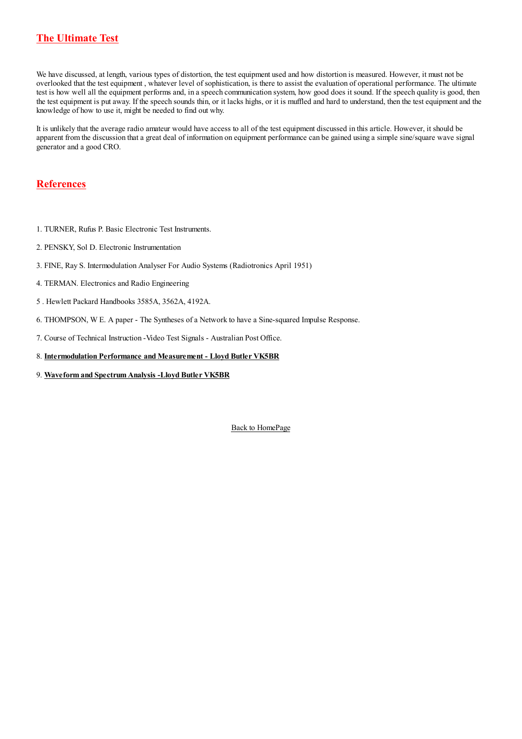## The Ultimate Test

We have discussed, at length, various types of distortion, the test equipment used and how distortion is measured. However, it must not be overlooked that the test equipment , whatever level of sophistication, is there to assist the evaluation of operational performance. The ultimate test is how well all the equipment performs and, in a speech communication system, how good does it sound. If the speech quality is good, then the test equipment is put away. If the speech sounds thin, or it lacks highs, or it is muffled and hard to understand, then the test equipment and the knowledge of how to use it, might be needed to find out why.

It is unlikely that the average radio amateur would have access to all of the test equipment discussed in this article. However, it should be apparent from the discussion that a great deal of information on equipment performance can be gained using a simple sine/square wave signal generator and a good CRO.

## References

1. TURNER, Rufus P. Basic Electronic Test Instruments.

2. PENSKY, Sol D. Electronic Instrumentation

3. FINE, Ray S. Intermodulation Analyser For Audio Systems (Radiotronics April 1951)

4. TERMAN. Electronics and Radio Engineering

5 . Hewlett Packard Handbooks 3585A, 3562A, 4192A.

6. THOMPSON, W E. A paper - The Syntheses of a Network to have a Sine-squared Impulse Response.

7. Course of Technical Instruction -Video Test Signals - Australian Post Office.

8. **Intermodulation Performance and Measurement - Lloyd Butler VK5BR**

9. **Waveform and Spectrum Analysis -Lloyd Butler VK5BR**

Back to HomePage